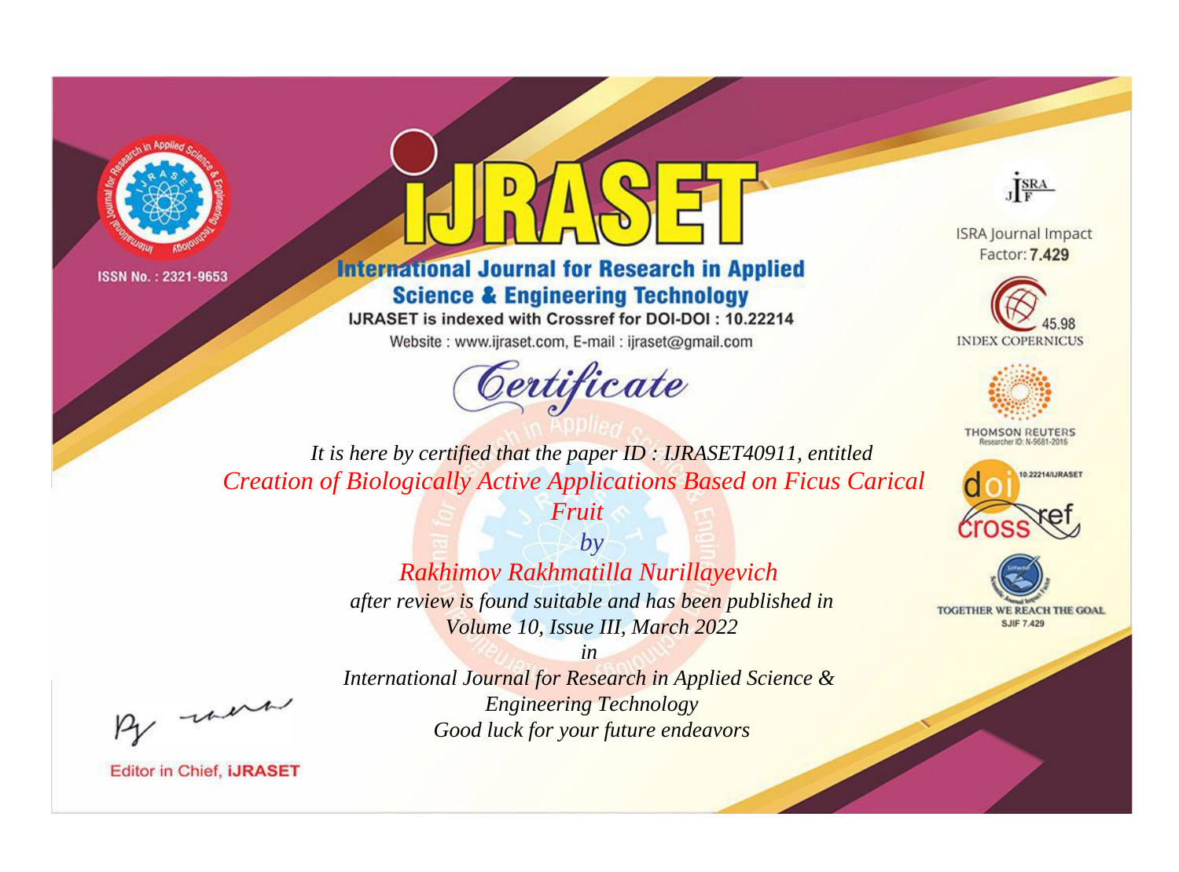ISSN No. : 2321-9653

# IJRASET

## International Journal for Research in Applied Science & Engineering Technology

IJRASET is indexed with Crossref for DOI-DOI : 10.22214

Website : www.ijraset.com, E-mail : ijraset@gmail.com

ISRA Journal Impact Factor: **7.429**

45.98 INDEX COPERNICUS

THOMSON REUTERS Researcher ID: N-9681-2016

10.22214/IJRASET

TOGETHER WE REACH THE GOAL SJIF 7.429

# Certificate

*It is here by certified that the paper ID : IJRASET40911, entitled*

*Creation of Biologically Active Applications Based on Ficus Carical Fruit*

*by*

*Rakhimov Rakhmatilla Nurillayevich*

*after review is found suitable and has been published in*

*Volume 10, Issue III, March 2022*

*in*

*International Journal for Research in Applied Science & Engineering Technology*

*Good luck for your future endeavors*

Editor in Chief, **iJRASET**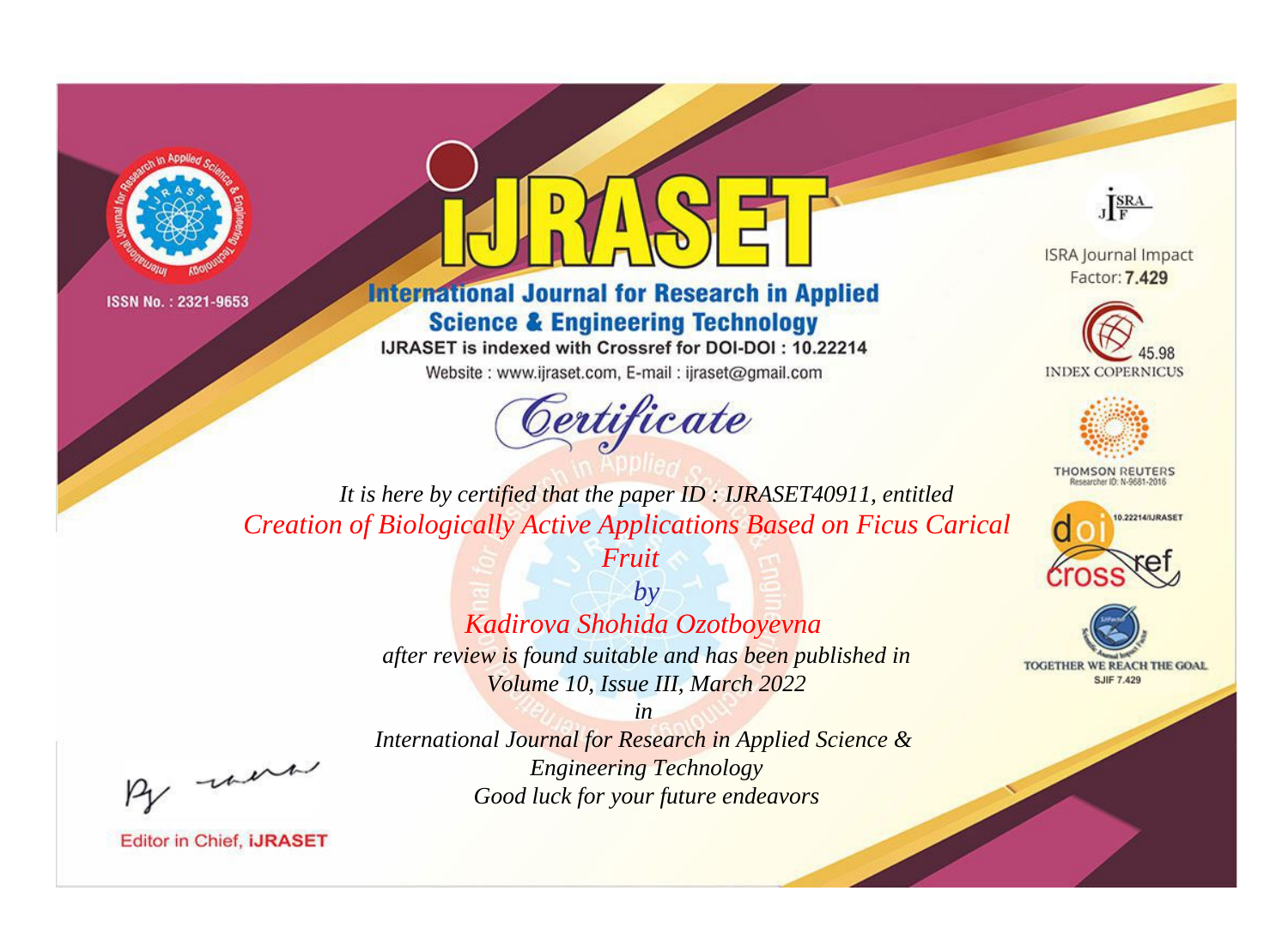ISSN No. : 2321-9653

# IJRASET

## International Journal for Research in Applied Science & Engineering Technology

IJRASET is indexed with Crossref for DOI-DOI : 10.22214

Website : www.ijraset.com, E-mail : ijraset@gmail.com

*Certificate*

*It is here by certified that the paper ID : IJRASET40911, entitled*

*Creation of Biologically Active Applications Based on Ficus Carical Fruit*

*by*

*Kadirova Shohida Ozotboyevna*

*after review is found suitable and has been published in*

*Volume 10, Issue III, March 2022*

*in*

*International Journal for Research in Applied Science & Engineering Technology*

*Good luck for your future endeavors*

Editor in Chief, iJRASET

ISRA Journal Impact Factor: **7.429**

45.98 INDEX COPERNICUS

THOMSON REUTERS Researcher ID: N-9681-2016

10.22214/IJRASET

TOGETHER WE REACH THE GOAL SJIF 7.429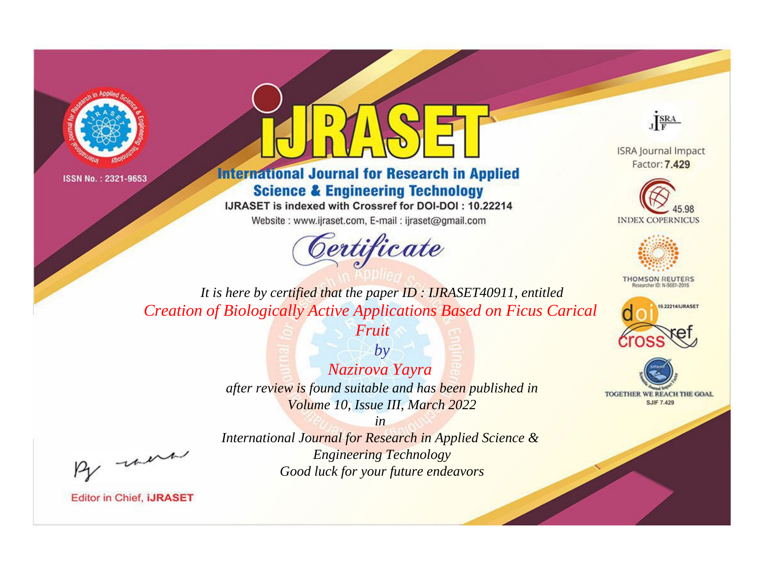ISSN No. : 2321-9653

# IJRASET

## International Journal for Research in Applied Science & Engineering Technology

IJRASET is indexed with Crossref for DOI-DOI : 10.22214

Website : www.ijraset.com, E-mail : ijraset@gmail.com

*Certificate*

*It is here by certified that the paper ID : IJRASET40911, entitled*

*Creation of Biologically Active Applications Based on Ficus Carical Fruit*

*by*

*Nazirova Yayra*

*after review is found suitable and has been published in*

*Volume 10, Issue III, March 2022*

*in*

*International Journal for Research in Applied Science & Engineering Technology*

*Good luck for your future endeavors*

Editor in Chief, iJRASET

ISRA Journal Impact Factor: **7.429**

45.98 INDEX COPERNICUS

THOMSON REUTERS Researcher ID: N-9681-2016

10.22214/IJRASET

TOGETHER WE REACH THE GOAL SJIF 7.429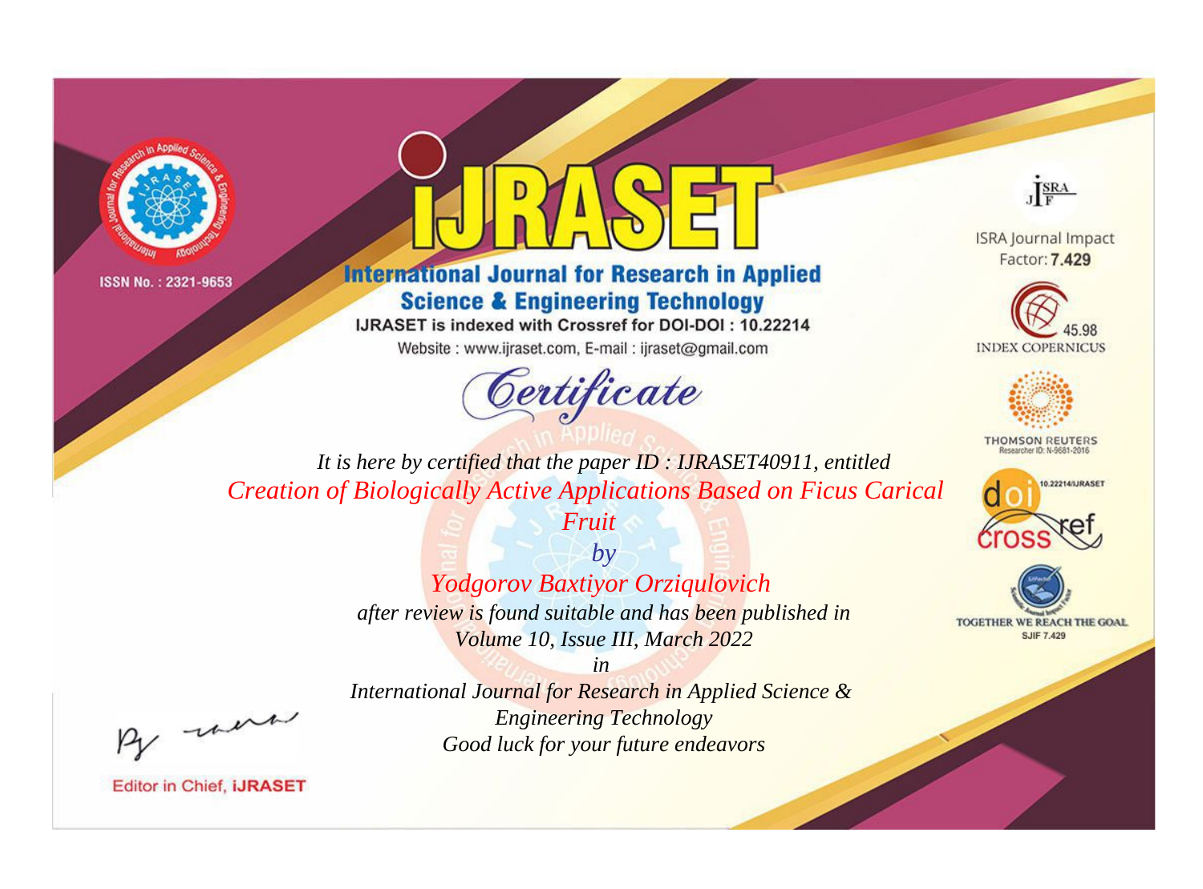ISSN No. : 2321-9653

# iJRASET

## International Journal for Research in Applied Science & Engineering Technology

IJRASET is indexed with Crossref for DOI-DOI : 10.22214

Website : www.ijraset.com, E-mail : ijraset@gmail.com

ISRA Journal Impact Factor: **7.429**

45.98 INDEX COPERNICUS

THOMSON REUTERS Researcher ID: N-9681-2016

10.22214/IJRASET

TOGETHER WE REACH THE GOAL SJIF 7.429

# *Certificate*

*It is here by certified that the paper ID : IJRASET40911, entitled*

*Creation of Biologically Active Applications Based on Ficus Carical Fruit*

*by*

*Yodgorov Baxtiyor Orziqulovich*

*after review is found suitable and has been published in*

*Volume 10, Issue III, March 2022*

*in*

*International Journal for Research in Applied Science & Engineering Technology*

*Good luck for your future endeavors*

Editor in Chief, **iJRASET**